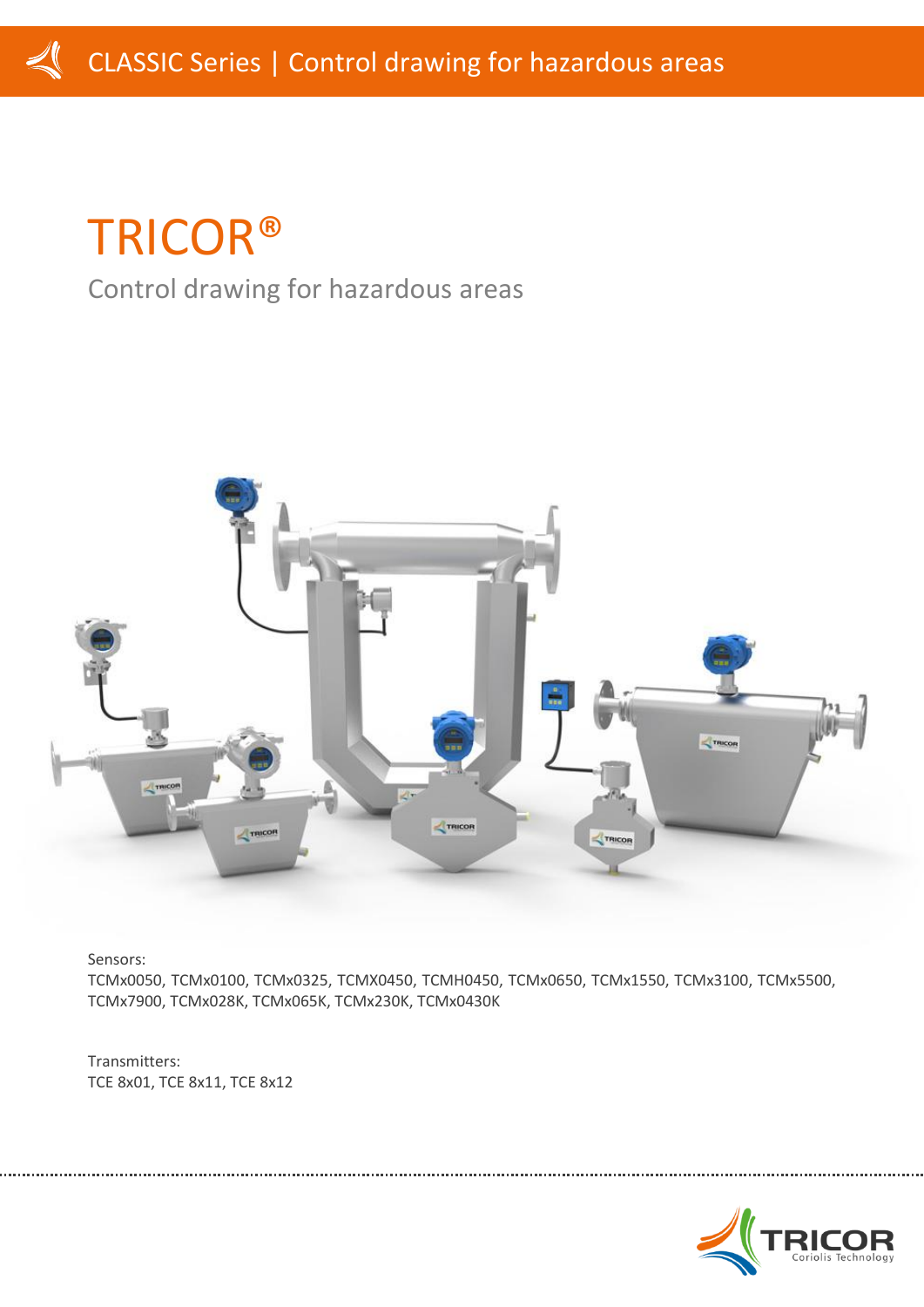# TRICOR®

## Control drawing for hazardous areas

Sensors:
TCMx0050, TCMx0100, TCMx0325, TCMX0450, TCMH0450, TCMx0650, TCMx1550, TCMx3100, TCMx5500, TCMx7900, TCMx028K, TCMx065K, TCMx230K, TCMx0430K

Transmitters:
TCE 8x01, TCE 8x11, TCE 8x12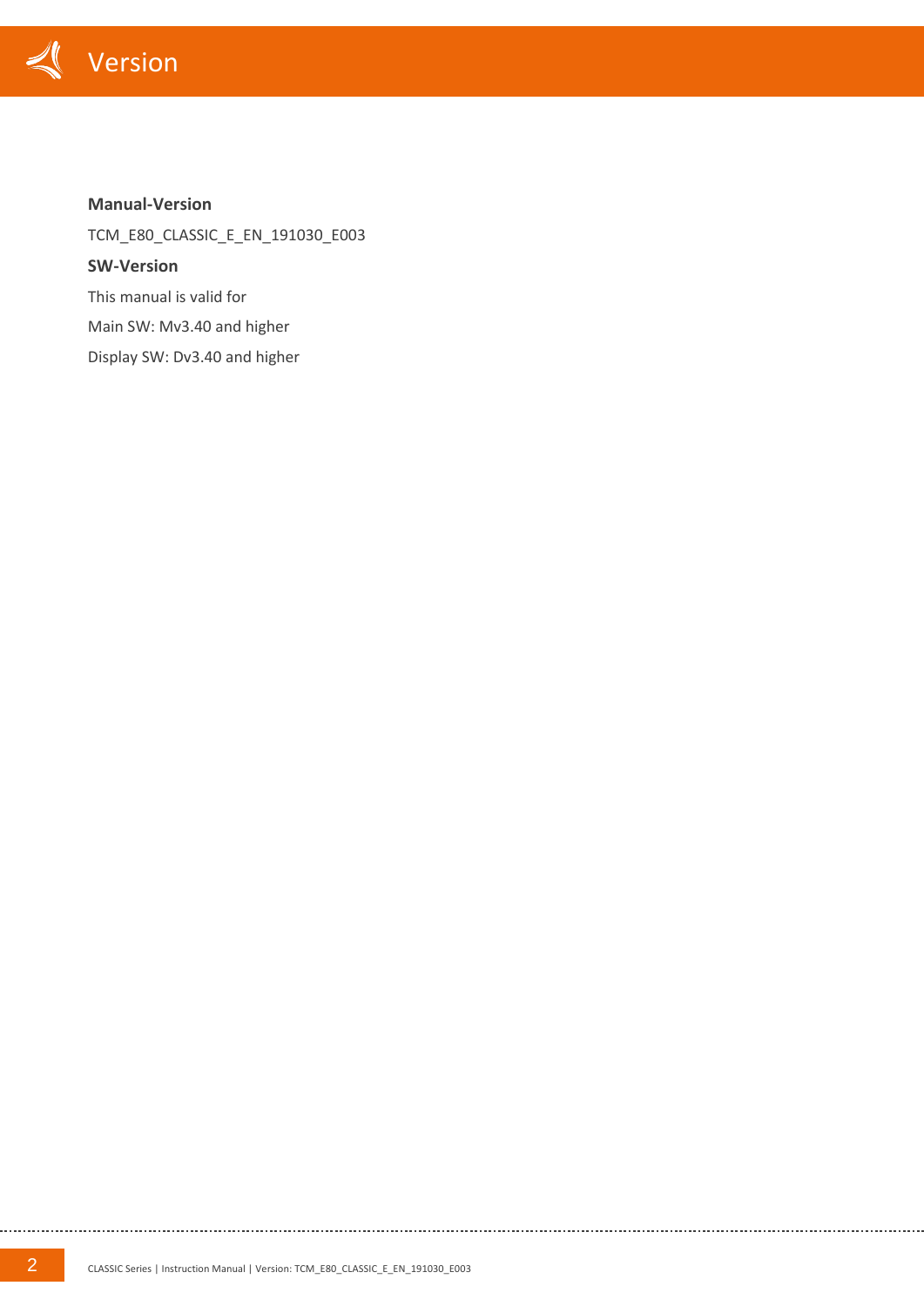# Version

**Manual-Version**

TCM_E80_CLASSIC_E_EN_191030_E003

**SW-Version**

This manual is valid for

Main SW: Mv3.40 and higher

Display SW: Dv3.40 and higher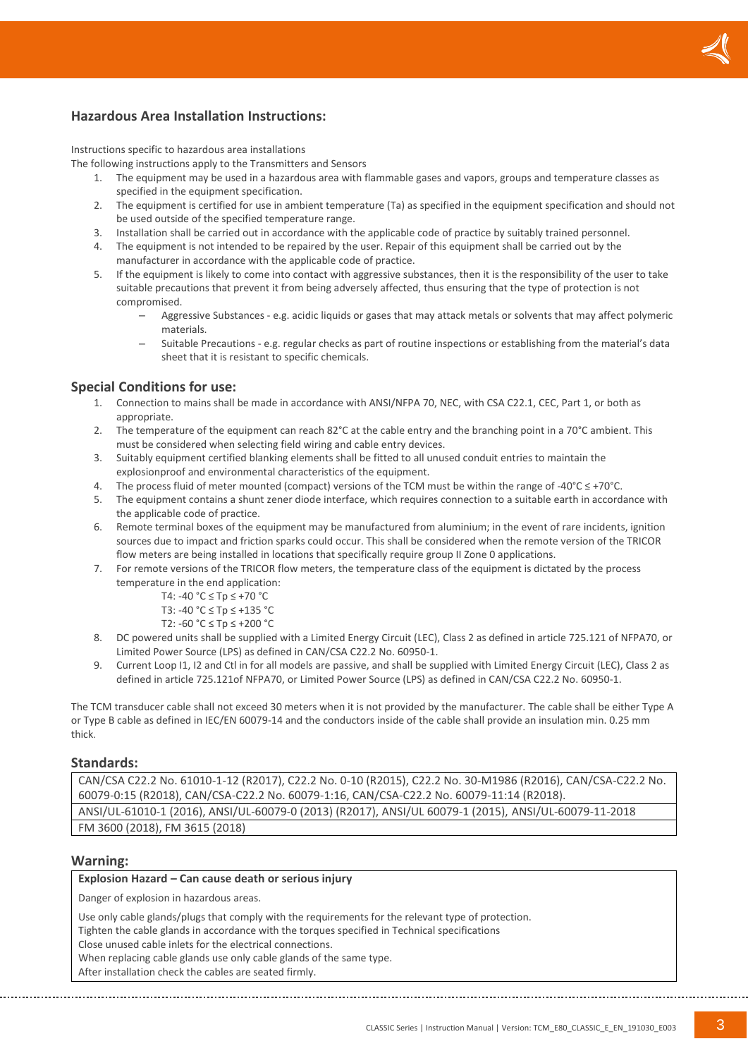## Hazardous Area Installation Instructions:

Instructions specific to hazardous area installations
The following instructions apply to the Transmitters and Sensors

1. The equipment may be used in a hazardous area with flammable gases and vapors, groups and temperature classes as specified in the equipment specification.
2. The equipment is certified for use in ambient temperature (Ta) as specified in the equipment specification and should not be used outside of the specified temperature range.
3. Installation shall be carried out in accordance with the applicable code of practice by suitably trained personnel.
4. The equipment is not intended to be repaired by the user. Repair of this equipment shall be carried out by the manufacturer in accordance with the applicable code of practice.
5. If the equipment is likely to come into contact with aggressive substances, then it is the responsibility of the user to take suitable precautions that prevent it from being adversely affected, thus ensuring that the type of protection is not compromised.
   - Aggressive Substances - e.g. acidic liquids or gases that may attack metals or solvents that may affect polymeric materials.
   - Suitable Precautions - e.g. regular checks as part of routine inspections or establishing from the material's data sheet that it is resistant to specific chemicals.

## Special Conditions for use:

1. Connection to mains shall be made in accordance with ANSI/NFPA 70, NEC, with CSA C22.1, CEC, Part 1, or both as appropriate.
2. The temperature of the equipment can reach 82°C at the cable entry and the branching point in a 70°C ambient. This must be considered when selecting field wiring and cable entry devices.
3. Suitably equipment certified blanking elements shall be fitted to all unused conduit entries to maintain the explosionproof and environmental characteristics of the equipment.
4. The process fluid of meter mounted (compact) versions of the TCM must be within the range of -40°C ≤ +70°C.
5. The equipment contains a shunt zener diode interface, which requires connection to a suitable earth in accordance with the applicable code of practice.
6. Remote terminal boxes of the equipment may be manufactured from aluminium; in the event of rare incidents, ignition sources due to impact and friction sparks could occur. This shall be considered when the remote version of the TRICOR flow meters are being installed in locations that specifically require group II Zone 0 applications.
7. For remote versions of the TRICOR flow meters, the temperature class of the equipment is dictated by the process temperature in the end application:
   T4: -40 °C ≤ Tp ≤ +70 °C
   T3: -40 °C ≤ Tp ≤ +135 °C
   T2: -60 °C ≤ Tp ≤ +200 °C
8. DC powered units shall be supplied with a Limited Energy Circuit (LEC), Class 2 as defined in article 725.121 of NFPA70, or Limited Power Source (LPS) as defined in CAN/CSA C22.2 No. 60950-1.
9. Current Loop I1, I2 and CtI in for all models are passive, and shall be supplied with Limited Energy Circuit (LEC), Class 2 as defined in article 725.121of NFPA70, or Limited Power Source (LPS) as defined in CAN/CSA C22.2 No. 60950-1.

The TCM transducer cable shall not exceed 30 meters when it is not provided by the manufacturer. The cable shall be either Type A or Type B cable as defined in IEC/EN 60079-14 and the conductors inside of the cable shall provide an insulation min. 0.25 mm thick.

## Standards:

| |
|---|
| CAN/CSA C22.2 No. 61010-1-12 (R2017), C22.2 No. 0-10 (R2015), C22.2 No. 30-M1986 (R2016), CAN/CSA-C22.2 No. 60079-0:15 (R2018), CAN/CSA-C22.2 No. 60079-1:16, CAN/CSA-C22.2 No. 60079-11:14 (R2018). |
| ANSI/UL-61010-1 (2016), ANSI/UL-60079-0 (2013) (R2017), ANSI/UL 60079-1 (2015), ANSI/UL-60079-11-2018 |
| FM 3600 (2018), FM 3615 (2018) |

## Warning:

**Explosion Hazard – Can cause death or serious injury**

Danger of explosion in hazardous areas.

Use only cable glands/plugs that comply with the requirements for the relevant type of protection.
Tighten the cable glands in accordance with the torques specified in Technical specifications
Close unused cable inlets for the electrical connections.
When replacing cable glands use only cable glands of the same type.
After installation check the cables are seated firmly.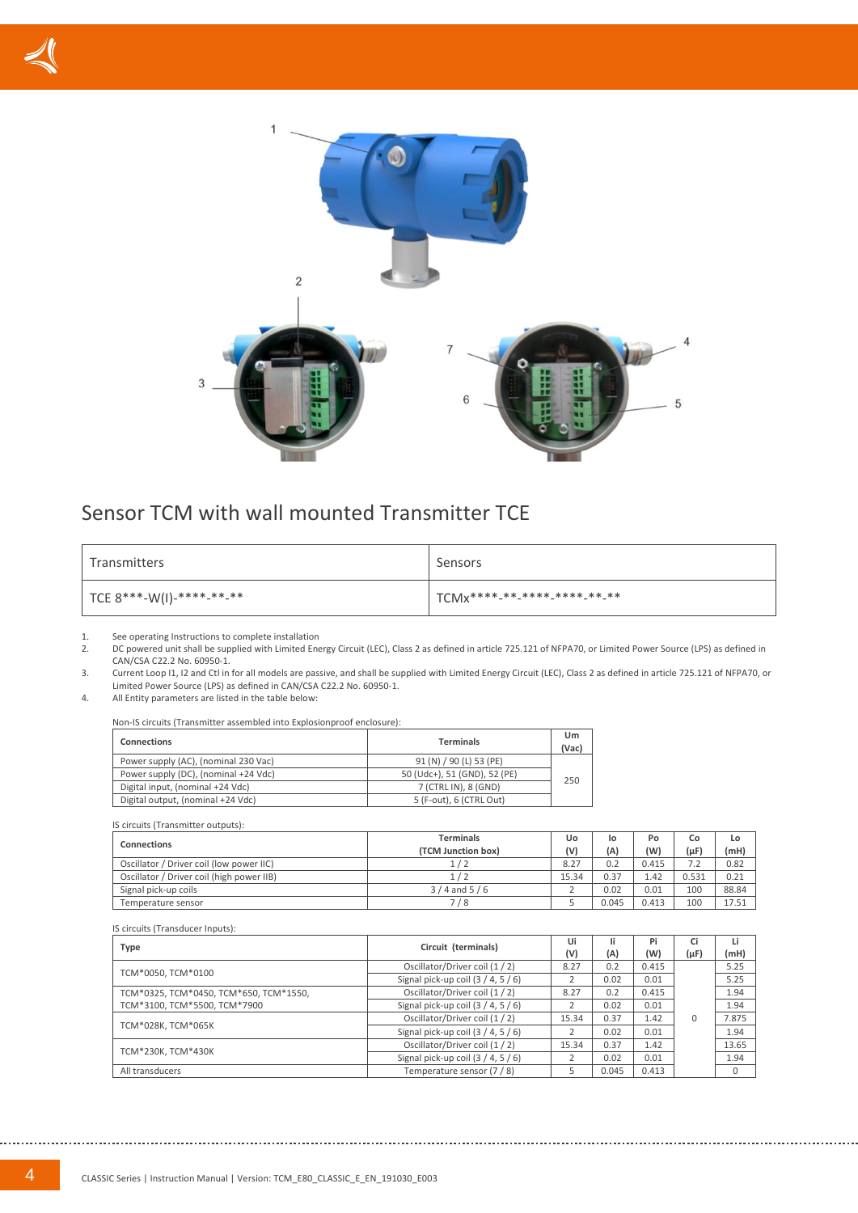1

2

3

7

6

4

5

# Sensor TCM with wall mounted Transmitter TCE

| Transmitters | Sensors |
|---|---|
| TCE 8***-W(I)-****-**-** | TCMx****-**-****-****-**-** |

1. See operating Instructions to complete installation
2. DC powered unit shall be supplied with Limited Energy Circuit (LEC), Class 2 as defined in article 725.121 of NFPA70, or Limited Power Source (LPS) as defined in CAN/CSA C22.2 No. 60950-1.
3. Current Loop I1, I2 and Ctl in for all models are passive, and shall be supplied with Limited Energy Circuit (LEC), Class 2 as defined in article 725.121 of NFPA70, or Limited Power Source (LPS) as defined in CAN/CSA C22.2 No. 60950-1.
4. All Entity parameters are listed in the table below:

Non-IS circuits (Transmitter assembled into Explosionproof enclosure):

| Connections | Terminals | Um (Vac) |
|---|---|---|
| Power supply (AC), (nominal 230 Vac) | 91 (N) / 90 (L) 53 (PE) | 250 |
| Power supply (DC), (nominal +24 Vdc) | 50 (Udc+), 51 (GND), 52 (PE) | |
| Digital input, (nominal +24 Vdc) | 7 (CTRL IN), 8 (GND) | |
| Digital output, (nominal +24 Vdc) | 5 (F-out), 6 (CTRL Out) | |

IS circuits (Transmitter outputs):

| Connections | Terminals (TCM Junction box) | Uo (V) | Io (A) | Po (W) | Co (µF) | Lo (mH) |
|---|---|---|---|---|---|---|
| Oscillator / Driver coil (low power IIC) | 1 / 2 | 8.27 | 0.2 | 0.415 | 7.2 | 0.82 |
| Oscillator / Driver coil (high power IIB) | 1 / 2 | 15.34 | 0.37 | 1.42 | 0.531 | 0.21 |
| Signal pick-up coils | 3 / 4 and 5 / 6 | 2 | 0.02 | 0.01 | 100 | 88.84 |
| Temperature sensor | 7 / 8 | 5 | 0.045 | 0.413 | 100 | 17.51 |

IS circuits (Transducer Inputs):

| Type | Circuit (terminals) | Ui (V) | Ii (A) | Pi (W) | Ci (µF) | Li (mH) |
|---|---|---|---|---|---|---|
| TCM*0050, TCM*0100 | Oscillator/Driver coil (1 / 2) | 8.27 | 0.2 | 0.415 | 0 | 5.25 |
| | Signal pick-up coil (3 / 4, 5 / 6) | 2 | 0.02 | 0.01 | | 5.25 |
| TCM*0325, TCM*0450, TCM*650, TCM*1550, TCM*3100, TCM*5500, TCM*7900 | Oscillator/Driver coil (1 / 2) | 8.27 | 0.2 | 0.415 | | 1.94 |
| | Signal pick-up coil (3 / 4, 5 / 6) | 2 | 0.02 | 0.01 | | 1.94 |
| TCM*028K, TCM*065K | Oscillator/Driver coil (1 / 2) | 15.34 | 0.37 | 1.42 | | 7.875 |
| | Signal pick-up coil (3 / 4, 5 / 6) | 2 | 0.02 | 0.01 | | 1.94 |
| TCM*230K, TCM*430K | Oscillator/Driver coil (1 / 2) | 15.34 | 0.37 | 1.42 | | 13.65 |
| | Signal pick-up coil (3 / 4, 5 / 6) | 2 | 0.02 | 0.01 | | 1.94 |
| All transducers | Temperature sensor (7 / 8) | 5 | 0.045 | 0.413 | | 0 |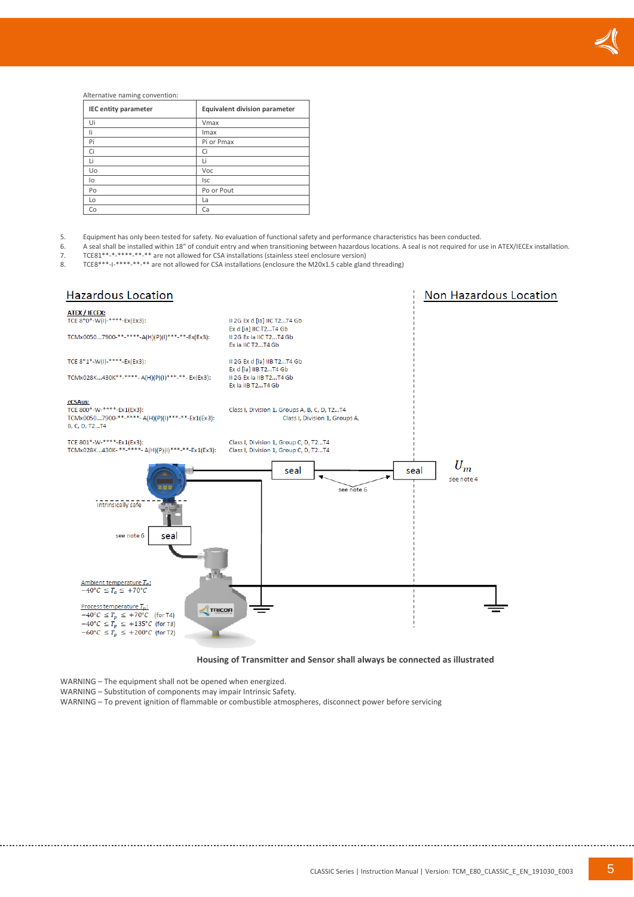Alternative naming convention:

| IEC entity parameter | Equivalent division parameter |
|---|---|
| Ui | Vmax |
| Ii | Imax |
| Pi | Pi or Pmax |
| Ci | Ci |
| Li | Li |
| Uo | Voc |
| Io | Isc |
| Po | Po or Pout |
| Lo | La |
| Co | Ca |

5. Equipment has only been tested for safety. No evaluation of functional safety and performance characteristics has been conducted.
6. A seal shall be installed within 18" of conduit entry and when transitioning between hazardous locations. A seal is not required for use in ATEX/IECEx installation.
7. TCE81**-*-****-**-** are not allowed for CSA installations (stainless steel enclosure version)
8. TCE8***-I-****-**-** are not allowed for CSA installations (enclosure the M20x1.5 cable gland threading)

Hazardous Location

Non Hazardous Location

**ATEX / IECEX:**

TCE 8*0*-W(I)-****-Ex(Ex3): II 2G Ex d [ia] IIC T2...T4 Gb
Ex d [ia] IIC T2...T4 Gb

TCMx0050...7900-**-****-A(H)(P)(I)***-**-Ex(Ex3): II 2G Ex ia IIC T2...T4 Gb
Ex ia IIC T2...T4 Gb

TCE 8*1*-W(I)-****-Ex(Ex3): II 2G Ex d [ia] IIB T2...T4 Gb
Ex d [ia] IIB T2...T4 Gb

TCMx028K...430K**-****- A(H)(P)(I)***-**- Ex(Ex3): II 2G Ex ia IIB T2...T4 Gb
Ex ia IIB T2...T4 Gb

**cCSAus:**

TCE 800*-W-****-Ex1(Ex3): Class I, Division 1, Groups A, B, C, D, T2...T4

TCMx0050...7900-**-****- A(H)(P)(I)***-**-Ex1(Ex3): Class I, Division 1, Groups A, B, C, D, T2...T4

TCE 801*-W-****-Ex1(Ex3): Class I, Division 1, Group C, D, T2...T4

TCMx028K...430K- **-****- A(H)(P)(I)***-**-Ex1(Ex3): Class I, Division 1, Group C, D, T2...T4

seal

seal

$U_m$

see note 4

see note 6

Intrinsically safe

see note 6

seal

Ambient temperature $T_a$:

$-40°C \leq T_a \leq +70°C$

Process temperature $T_p$:

$-40°C \leq T_p \leq +70°C$ (for T4)

$-40°C \leq T_p \leq +135°C$ (for T3)

$-60°C \leq T_p \leq +200°C$ (for T2)

**Housing of Transmitter and Sensor shall always be connected as illustrated**

WARNING – The equipment shall not be opened when energized.

WARNING – Substitution of components may impair Intrinsic Safety.

WARNING – To prevent ignition of flammable or combustible atmospheres, disconnect power before servicing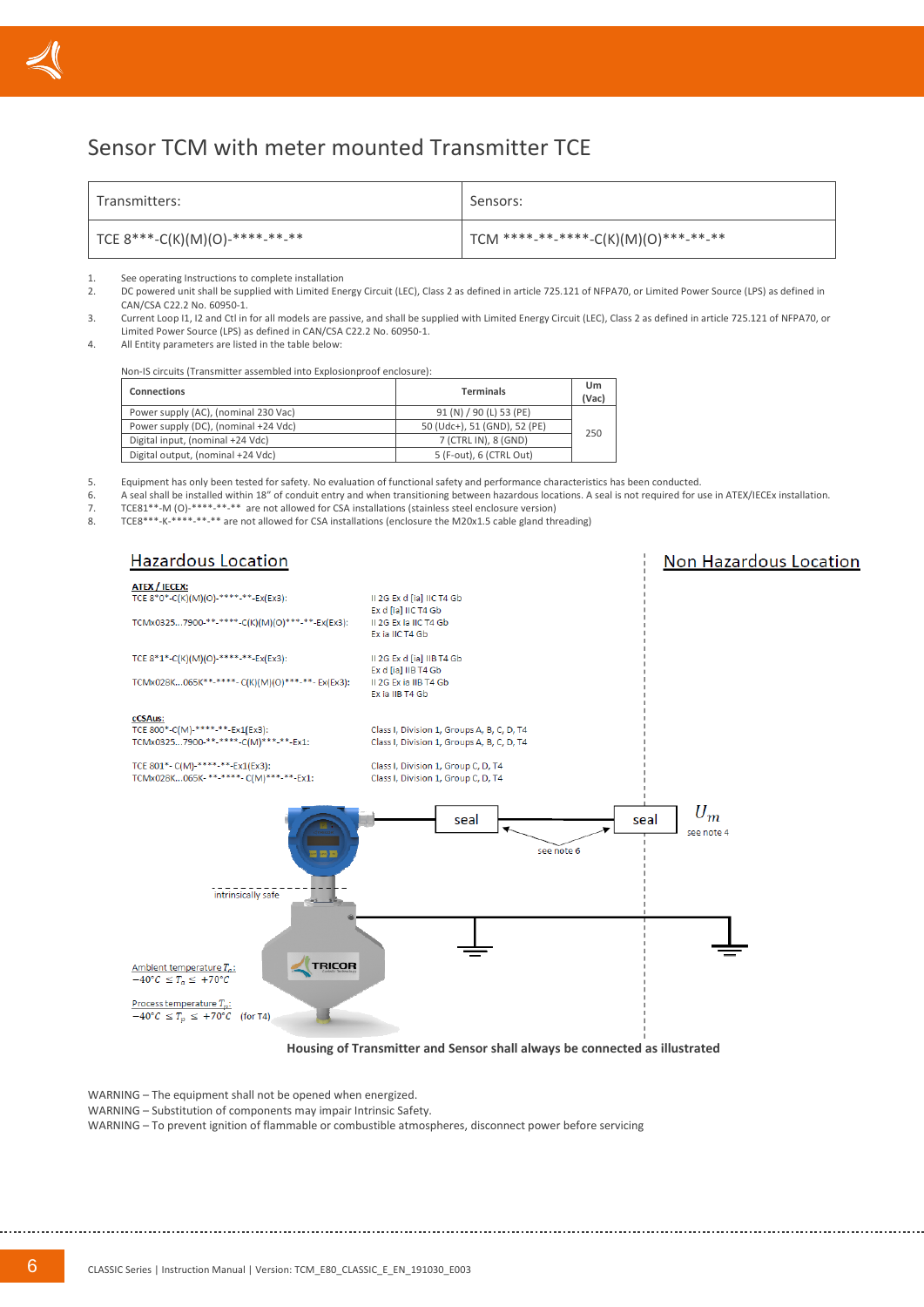# Sensor TCM with meter mounted Transmitter TCE

| Transmitters: | Sensors: |
|---|---|
| TCE 8***-C(K)(M)(O)-****-**-** | TCM ****-**-****-C(K)(M)(O)***-**-** |

1. See operating Instructions to complete installation
2. DC powered unit shall be supplied with Limited Energy Circuit (LEC), Class 2 as defined in article 725.121 of NFPA70, or Limited Power Source (LPS) as defined in CAN/CSA C22.2 No. 60950-1.
3. Current Loop I1, I2 and Ctl in for all models are passive, and shall be supplied with Limited Energy Circuit (LEC), Class 2 as defined in article 725.121 of NFPA70, or Limited Power Source (LPS) as defined in CAN/CSA C22.2 No. 60950-1.
4. All Entity parameters are listed in the table below:

Non-IS circuits (Transmitter assembled into Explosionproof enclosure):

| Connections | Terminals | Um (Vac) |
|---|---|---|
| Power supply (AC), (nominal 230 Vac) | 91 (N) / 90 (L) 53 (PE) | 250 |
| Power supply (DC), (nominal +24 Vdc) | 50 (Udc+), 51 (GND), 52 (PE) | |
| Digital input, (nominal +24 Vdc) | 7 (CTRL IN), 8 (GND) | |
| Digital output, (nominal +24 Vdc) | 5 (F-out), 6 (CTRL Out) | |

5. Equipment has only been tested for safety. No evaluation of functional safety and performance characteristics has been conducted.
6. A seal shall be installed within 18" of conduit entry and when transitioning between hazardous locations. A seal is not required for use in ATEX/IECEx installation.
7. TCE81**-M (O)-****-**-** are not allowed for CSA installations (stainless steel enclosure version)
8. TCE8***-K-****-**-** are not allowed for CSA installations (enclosure the M20x1.5 cable gland threading)

## Hazardous Location

## Non Hazardous Location

**ATEX / IECEX:**

TCE 8*0*-C(K)(M)(O)-****-**-Ex(Ex3): II 2G Ex d [ia] IIC T4 Gb
Ex d [ia] IIC T4 Gb

TCMx0325...7900-**-****-C(K)(M)(O)***-**-Ex(Ex3): II 2G Ex ia IIC T4 Gb
Ex ia IIC T4 Gb

TCE 8*1*-C(K)(M)(O)-****-**-Ex(Ex3): II 2G Ex d [ia] IIB T4 Gb
Ex d [ia] IIB T4 Gb

TCMx028K...065K**-****- C(K)(M)(O)***-**- Ex(Ex3): II 2G Ex ia IIB T4 Gb
Ex ia IIB T4 Gb

**cCSAus:**

TCE 800*-C(M)-****-**-Ex1(Ex3): Class I, Division 1, Groups A, B, C, D, T4

TCMx0325...7900-**-****-C(M)***-**-Ex1: Class I, Division 1, Groups A, B, C, D, T4

TCE 801*- C(M)-****-**-Ex1(Ex3): Class I, Division 1, Group C, D, T4

TCMx028K...065K- **-****- C(M)***-**-Ex1: Class I, Division 1, Group C, D, T4

seal

seal

$U_m$

see note 4

see note 6

intrinsically safe

TRICOR

Ambient temperature $T_a$:
$-40°C \leq T_a \leq +70°C$

Process temperature $T_p$:
$-40°C \leq T_p \leq +70°C$ (for T4)

**Housing of Transmitter and Sensor shall always be connected as illustrated**

WARNING – The equipment shall not be opened when energized.
WARNING – Substitution of components may impair Intrinsic Safety.
WARNING – To prevent ignition of flammable or combustible atmospheres, disconnect power before servicing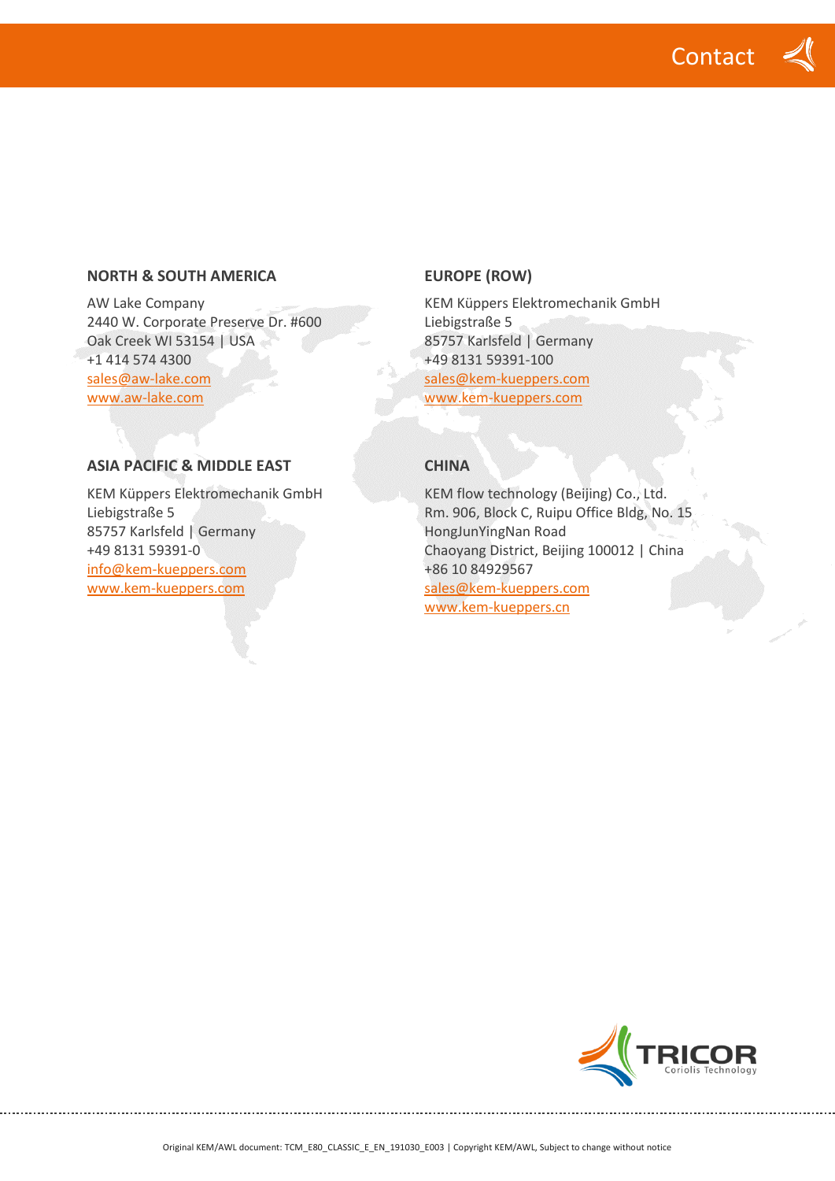# Contact

## NORTH & SOUTH AMERICA

AW Lake Company
2440 W. Corporate Preserve Dr. #600
Oak Creek WI 53154 | USA
+1 414 574 4300
sales@aw-lake.com
www.aw-lake.com

## EUROPE (ROW)

KEM Küppers Elektromechanik GmbH
Liebigstraße 5
85757 Karlsfeld | Germany
+49 8131 59391-100
sales@kem-kueppers.com
www.kem-kueppers.com

## ASIA PACIFIC & MIDDLE EAST

KEM Küppers Elektromechanik GmbH
Liebigstraße 5
85757 Karlsfeld | Germany
+49 8131 59391-0
info@kem-kueppers.com
www.kem-kueppers.com

## CHINA

KEM flow technology (Beijing) Co., Ltd.
Rm. 906, Block C, Ruipu Office Bldg, No. 15
HongJunYingNan Road
Chaoyang District, Beijing 100012 | China
+86 10 84929567
sales@kem-kueppers.com
www.kem-kueppers.cn

TRICOR Coriolis Technology

Original KEM/AWL document: TCM_E80_CLASSIC_E_EN_191030_E003 | Copyright KEM/AWL, Subject to change without notice